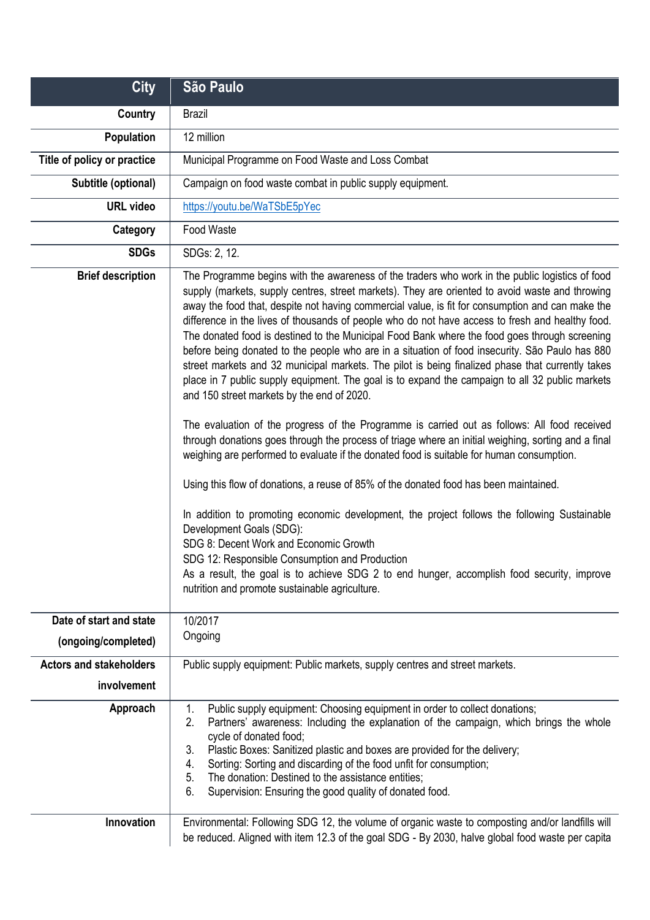| City | São Paulo |
|---|---|
| Country | Brazil |
| Population | 12 million |
| Title of policy or practice | Municipal Programme on Food Waste and Loss Combat |
| Subtitle (optional) | Campaign on food waste combat in public supply equipment. |
| URL video | [https://youtu.be/WaTSbE5pYec](https://youtu.be/WaTSbE5pYec) |
| Category | Food Waste |
| SDGs | SDGs: 2, 12. |
| Brief description | The Programme begins with the awareness of the traders who work in the public logistics of food supply (markets, supply centres, street markets). They are oriented to avoid waste and throwing away the food that, despite not having commercial value, is fit for consumption and can make the difference in the lives of thousands of people who do not have access to fresh and healthy food. The donated food is destined to the Municipal Food Bank where the food goes through screening before being donated to the people who are in a situation of food insecurity. São Paulo has 880 street markets and 32 municipal markets. The pilot is being finalized phase that currently takes place in 7 public supply equipment. The goal is to expand the campaign to all 32 public markets and 150 street markets by the end of 2020.<br><br>The evaluation of the progress of the Programme is carried out as follows: All food received through donations goes through the process of triage where an initial weighing, sorting and a final weighing are performed to evaluate if the donated food is suitable for human consumption.<br><br>Using this flow of donations, a reuse of 85% of the donated food has been maintained.<br><br>In addition to promoting economic development, the project follows the following Sustainable Development Goals (SDG):<br>SDG 8: Decent Work and Economic Growth<br>SDG 12: Responsible Consumption and Production<br>As a result, the goal is to achieve SDG 2 to end hunger, accomplish food security, improve nutrition and promote sustainable agriculture. |
| Date of start and state (ongoing/completed) | 10/2017<br>Ongoing |
| Actors and stakeholders involvement | Public supply equipment: Public markets, supply centres and street markets. |
| Approach | 1. Public supply equipment: Choosing equipment in order to collect donations;<br>2. Partners' awareness: Including the explanation of the campaign, which brings the whole cycle of donated food;<br>3. Plastic Boxes: Sanitized plastic and boxes are provided for the delivery;<br>4. Sorting: Sorting and discarding of the food unfit for consumption;<br>5. The donation: Destined to the assistance entities;<br>6. Supervision: Ensuring the good quality of donated food. |
| Innovation | Environmental: Following SDG 12, the volume of organic waste to composting and/or landfills will be reduced. Aligned with item 12.3 of the goal SDG - By 2030, halve global food waste per capita |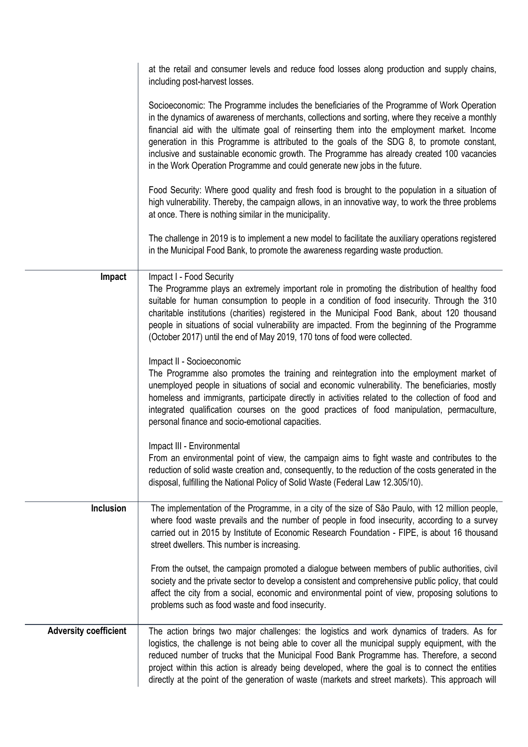| | |
|---|---|
| | at the retail and consumer levels and reduce food losses along production and supply chains, including post-harvest losses.<br><br>Socioeconomic: The Programme includes the beneficiaries of the Programme of Work Operation in the dynamics of awareness of merchants, collections and sorting, where they receive a monthly financial aid with the ultimate goal of reinserting them into the employment market. Income generation in this Programme is attributed to the goals of the SDG 8, to promote constant, inclusive and sustainable economic growth. The Programme has already created 100 vacancies in the Work Operation Programme and could generate new jobs in the future.<br><br>Food Security: Where good quality and fresh food is brought to the population in a situation of high vulnerability. Thereby, the campaign allows, in an innovative way, to work the three problems at once. There is nothing similar in the municipality.<br><br>The challenge in 2019 is to implement a new model to facilitate the auxiliary operations registered in the Municipal Food Bank, to promote the awareness regarding waste production. |
| **Impact** | Impact I - Food Security<br>The Programme plays an extremely important role in promoting the distribution of healthy food suitable for human consumption to people in a condition of food insecurity. Through the 310 charitable institutions (charities) registered in the Municipal Food Bank, about 120 thousand people in situations of social vulnerability are impacted. From the beginning of the Programme (October 2017) until the end of May 2019, 170 tons of food were collected.<br><br>Impact II - Socioeconomic<br>The Programme also promotes the training and reintegration into the employment market of unemployed people in situations of social and economic vulnerability. The beneficiaries, mostly homeless and immigrants, participate directly in activities related to the collection of food and integrated qualification courses on the good practices of food manipulation, permaculture, personal finance and socio-emotional capacities.<br><br>Impact III - Environmental<br>From an environmental point of view, the campaign aims to fight waste and contributes to the reduction of solid waste creation and, consequently, to the reduction of the costs generated in the disposal, fulfilling the National Policy of Solid Waste (Federal Law 12.305/10). |
| **Inclusion** | The implementation of the Programme, in a city of the size of São Paulo, with 12 million people, where food waste prevails and the number of people in food insecurity, according to a survey carried out in 2015 by Institute of Economic Research Foundation - FIPE, is about 16 thousand street dwellers. This number is increasing.<br><br>From the outset, the campaign promoted a dialogue between members of public authorities, civil society and the private sector to develop a consistent and comprehensive public policy, that could affect the city from a social, economic and environmental point of view, proposing solutions to problems such as food waste and food insecurity. |
| **Adversity coefficient** | The action brings two major challenges: the logistics and work dynamics of traders. As for logistics, the challenge is not being able to cover all the municipal supply equipment, with the reduced number of trucks that the Municipal Food Bank Programme has. Therefore, a second project within this action is already being developed, where the goal is to connect the entities directly at the point of the generation of waste (markets and street markets). This approach will |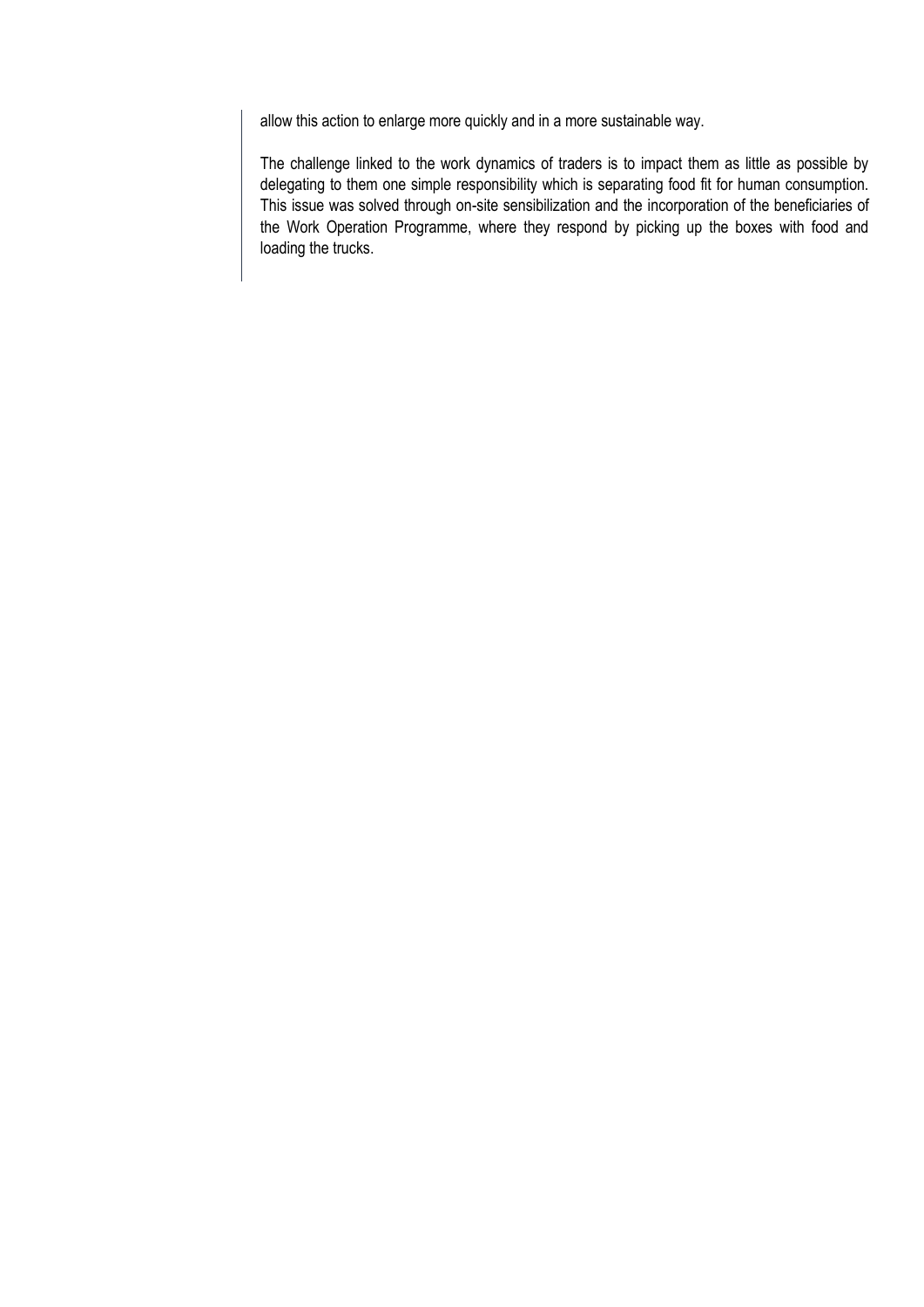allow this action to enlarge more quickly and in a more sustainable way.

The challenge linked to the work dynamics of traders is to impact them as little as possible by delegating to them one simple responsibility which is separating food fit for human consumption. This issue was solved through on-site sensibilization and the incorporation of the beneficiaries of the Work Operation Programme, where they respond by picking up the boxes with food and loading the trucks.